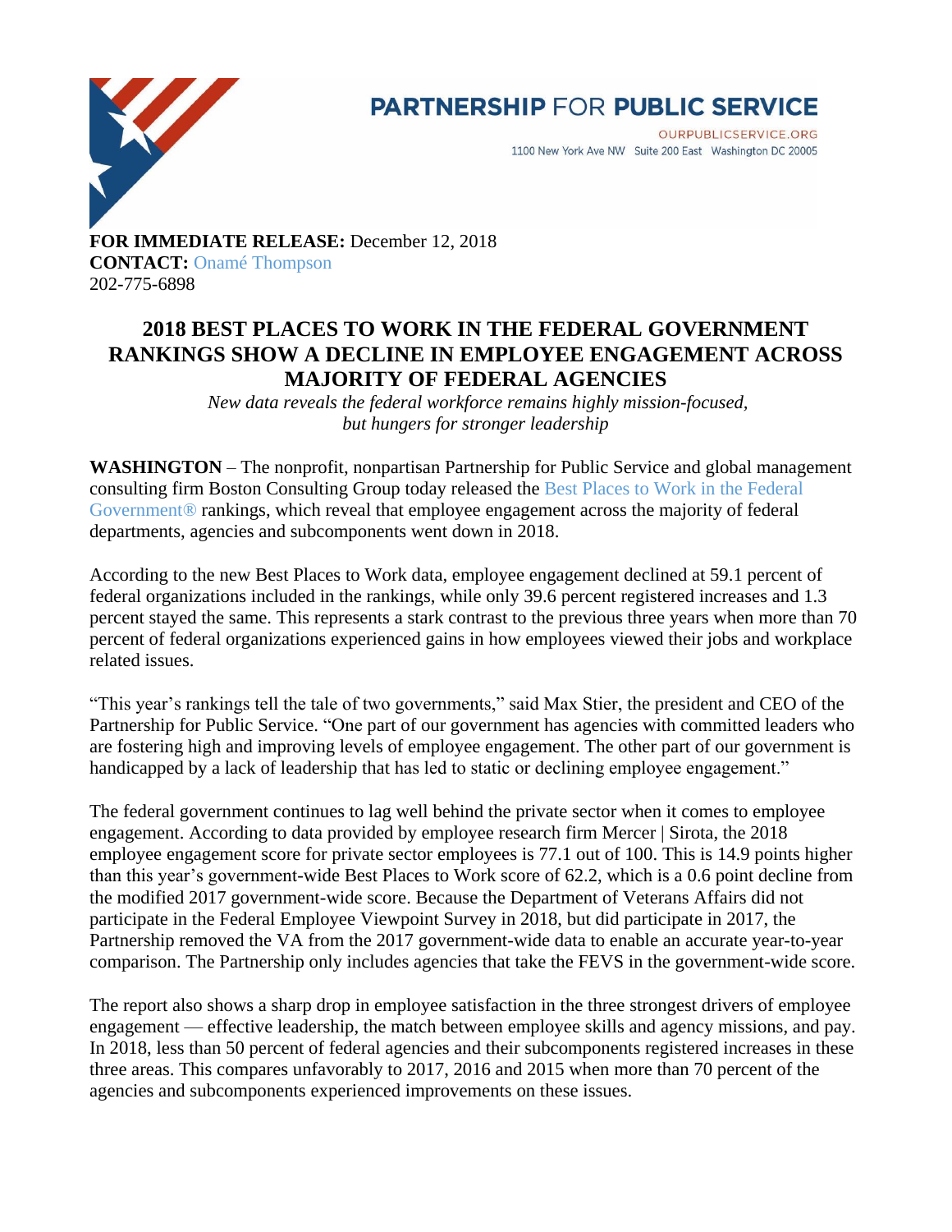**PARTNERSHIP FOR PUBLIC SERVICE**

OURPUBLICSERVICE.ORG
1100 New York Ave NW Suite 200 East Washington DC 20005

**FOR IMMEDIATE RELEASE:** December 12, 2018
**CONTACT:** Onamé Thompson
202-775-6898

# 2018 BEST PLACES TO WORK IN THE FEDERAL GOVERNMENT RANKINGS SHOW A DECLINE IN EMPLOYEE ENGAGEMENT ACROSS MAJORITY OF FEDERAL AGENCIES

*New data reveals the federal workforce remains highly mission-focused, but hungers for stronger leadership*

**WASHINGTON** – The nonprofit, nonpartisan Partnership for Public Service and global management consulting firm Boston Consulting Group today released the Best Places to Work in the Federal Government® rankings, which reveal that employee engagement across the majority of federal departments, agencies and subcomponents went down in 2018.

According to the new Best Places to Work data, employee engagement declined at 59.1 percent of federal organizations included in the rankings, while only 39.6 percent registered increases and 1.3 percent stayed the same. This represents a stark contrast to the previous three years when more than 70 percent of federal organizations experienced gains in how employees viewed their jobs and workplace related issues.

"This year's rankings tell the tale of two governments," said Max Stier, the president and CEO of the Partnership for Public Service. "One part of our government has agencies with committed leaders who are fostering high and improving levels of employee engagement. The other part of our government is handicapped by a lack of leadership that has led to static or declining employee engagement."

The federal government continues to lag well behind the private sector when it comes to employee engagement. According to data provided by employee research firm Mercer | Sirota, the 2018 employee engagement score for private sector employees is 77.1 out of 100. This is 14.9 points higher than this year's government-wide Best Places to Work score of 62.2, which is a 0.6 point decline from the modified 2017 government-wide score. Because the Department of Veterans Affairs did not participate in the Federal Employee Viewpoint Survey in 2018, but did participate in 2017, the Partnership removed the VA from the 2017 government-wide data to enable an accurate year-to-year comparison. The Partnership only includes agencies that take the FEVS in the government-wide score.

The report also shows a sharp drop in employee satisfaction in the three strongest drivers of employee engagement — effective leadership, the match between employee skills and agency missions, and pay. In 2018, less than 50 percent of federal agencies and their subcomponents registered increases in these three areas. This compares unfavorably to 2017, 2016 and 2015 when more than 70 percent of the agencies and subcomponents experienced improvements on these issues.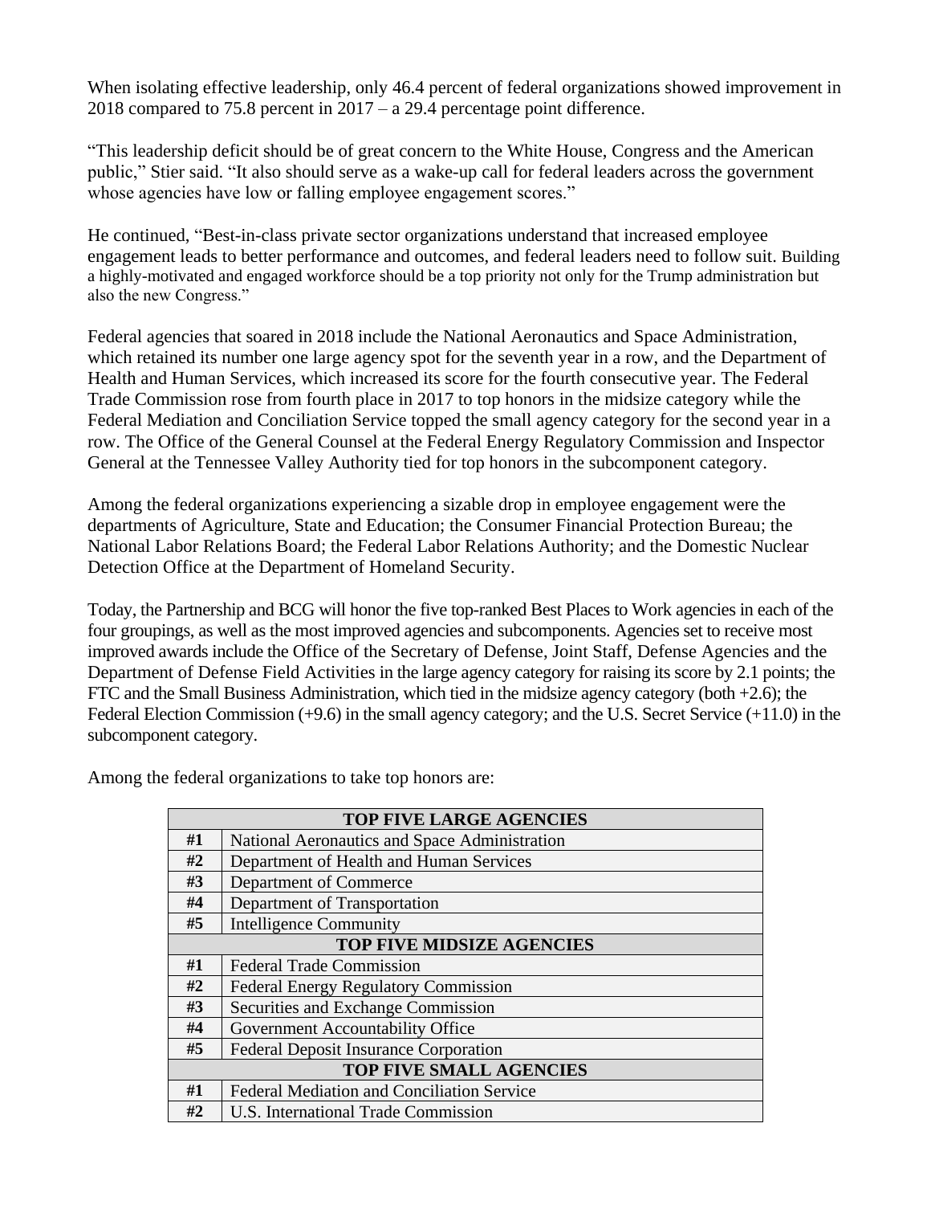When isolating effective leadership, only 46.4 percent of federal organizations showed improvement in 2018 compared to 75.8 percent in 2017 – a 29.4 percentage point difference.

"This leadership deficit should be of great concern to the White House, Congress and the American public," Stier said. "It also should serve as a wake-up call for federal leaders across the government whose agencies have low or falling employee engagement scores."

He continued, "Best-in-class private sector organizations understand that increased employee engagement leads to better performance and outcomes, and federal leaders need to follow suit. Building a highly-motivated and engaged workforce should be a top priority not only for the Trump administration but also the new Congress."

Federal agencies that soared in 2018 include the National Aeronautics and Space Administration, which retained its number one large agency spot for the seventh year in a row, and the Department of Health and Human Services, which increased its score for the fourth consecutive year. The Federal Trade Commission rose from fourth place in 2017 to top honors in the midsize category while the Federal Mediation and Conciliation Service topped the small agency category for the second year in a row. The Office of the General Counsel at the Federal Energy Regulatory Commission and Inspector General at the Tennessee Valley Authority tied for top honors in the subcomponent category.

Among the federal organizations experiencing a sizable drop in employee engagement were the departments of Agriculture, State and Education; the Consumer Financial Protection Bureau; the National Labor Relations Board; the Federal Labor Relations Authority; and the Domestic Nuclear Detection Office at the Department of Homeland Security.

Today, the Partnership and BCG will honor the five top-ranked Best Places to Work agencies in each of the four groupings, as well as the most improved agencies and subcomponents. Agencies set to receive most improved awards include the Office of the Secretary of Defense, Joint Staff, Defense Agencies and the Department of Defense Field Activities in the large agency category for raising its score by 2.1 points; the FTC and the Small Business Administration, which tied in the midsize agency category (both +2.6); the Federal Election Commission (+9.6) in the small agency category; and the U.S. Secret Service (+11.0) in the subcomponent category.

Among the federal organizations to take top honors are:

| **TOP FIVE LARGE AGENCIES** | |
|---|---|
| **#1** | National Aeronautics and Space Administration |
| **#2** | Department of Health and Human Services |
| **#3** | Department of Commerce |
| **#4** | Department of Transportation |
| **#5** | Intelligence Community |
| **TOP FIVE MIDSIZE AGENCIES** | |
| **#1** | Federal Trade Commission |
| **#2** | Federal Energy Regulatory Commission |
| **#3** | Securities and Exchange Commission |
| **#4** | Government Accountability Office |
| **#5** | Federal Deposit Insurance Corporation |
| **TOP FIVE SMALL AGENCIES** | |
| **#1** | Federal Mediation and Conciliation Service |
| **#2** | U.S. International Trade Commission |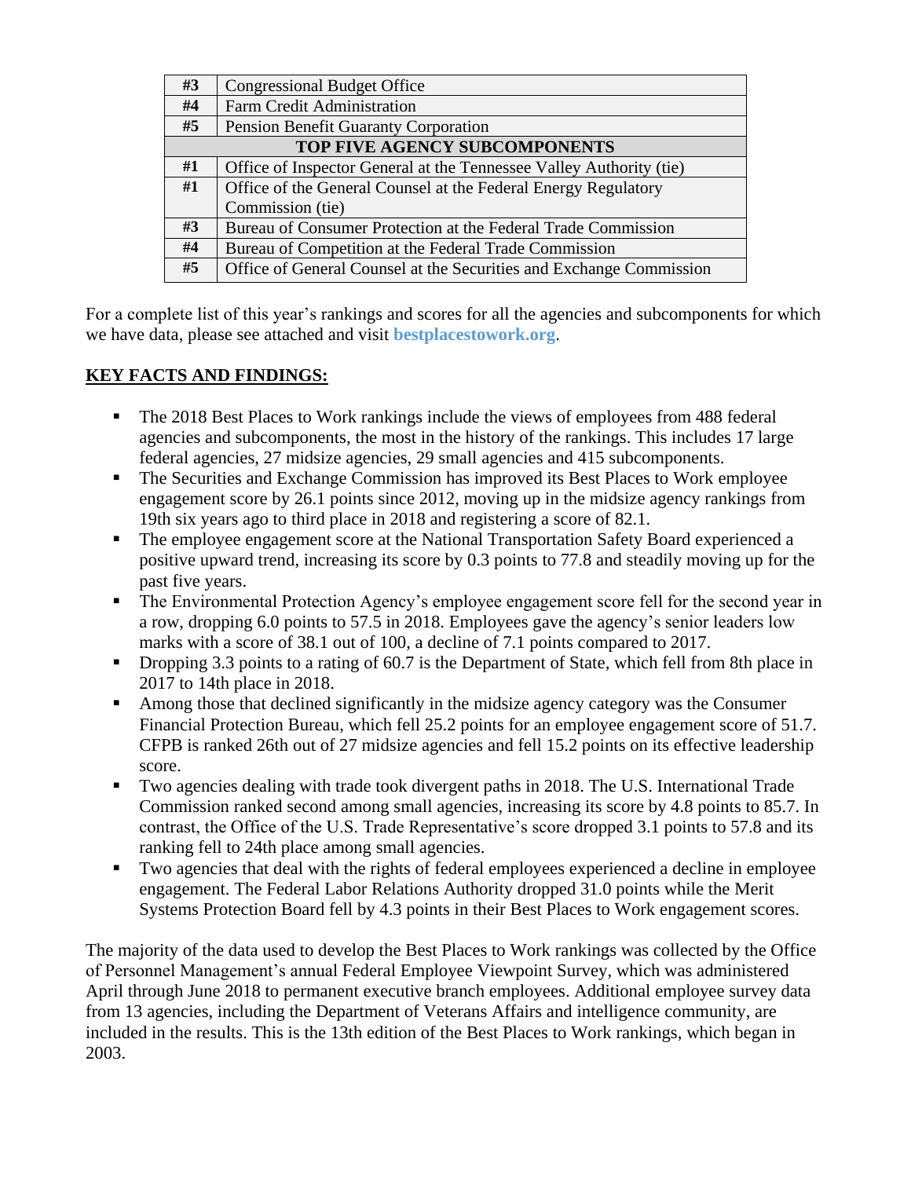| | |
|---|---|
| **#3** | Congressional Budget Office |
| **#4** | Farm Credit Administration |
| **#5** | Pension Benefit Guaranty Corporation |
| **TOP FIVE AGENCY SUBCOMPONENTS** | |
| **#1** | Office of Inspector General at the Tennessee Valley Authority (tie) |
| **#1** | Office of the General Counsel at the Federal Energy Regulatory Commission (tie) |
| **#3** | Bureau of Consumer Protection at the Federal Trade Commission |
| **#4** | Bureau of Competition at the Federal Trade Commission |
| **#5** | Office of General Counsel at the Securities and Exchange Commission |

For a complete list of this year's rankings and scores for all the agencies and subcomponents for which we have data, please see attached and visit **bestplacestowork.org**.

## KEY FACTS AND FINDINGS:

- The 2018 Best Places to Work rankings include the views of employees from 488 federal agencies and subcomponents, the most in the history of the rankings. This includes 17 large federal agencies, 27 midsize agencies, 29 small agencies and 415 subcomponents.
- The Securities and Exchange Commission has improved its Best Places to Work employee engagement score by 26.1 points since 2012, moving up in the midsize agency rankings from 19th six years ago to third place in 2018 and registering a score of 82.1.
- The employee engagement score at the National Transportation Safety Board experienced a positive upward trend, increasing its score by 0.3 points to 77.8 and steadily moving up for the past five years.
- The Environmental Protection Agency's employee engagement score fell for the second year in a row, dropping 6.0 points to 57.5 in 2018. Employees gave the agency's senior leaders low marks with a score of 38.1 out of 100, a decline of 7.1 points compared to 2017.
- Dropping 3.3 points to a rating of 60.7 is the Department of State, which fell from 8th place in 2017 to 14th place in 2018.
- Among those that declined significantly in the midsize agency category was the Consumer Financial Protection Bureau, which fell 25.2 points for an employee engagement score of 51.7. CFPB is ranked 26th out of 27 midsize agencies and fell 15.2 points on its effective leadership score.
- Two agencies dealing with trade took divergent paths in 2018. The U.S. International Trade Commission ranked second among small agencies, increasing its score by 4.8 points to 85.7. In contrast, the Office of the U.S. Trade Representative's score dropped 3.1 points to 57.8 and its ranking fell to 24th place among small agencies.
- Two agencies that deal with the rights of federal employees experienced a decline in employee engagement. The Federal Labor Relations Authority dropped 31.0 points while the Merit Systems Protection Board fell by 4.3 points in their Best Places to Work engagement scores.

The majority of the data used to develop the Best Places to Work rankings was collected by the Office of Personnel Management's annual Federal Employee Viewpoint Survey, which was administered April through June 2018 to permanent executive branch employees. Additional employee survey data from 13 agencies, including the Department of Veterans Affairs and intelligence community, are included in the results. This is the 13th edition of the Best Places to Work rankings, which began in 2003.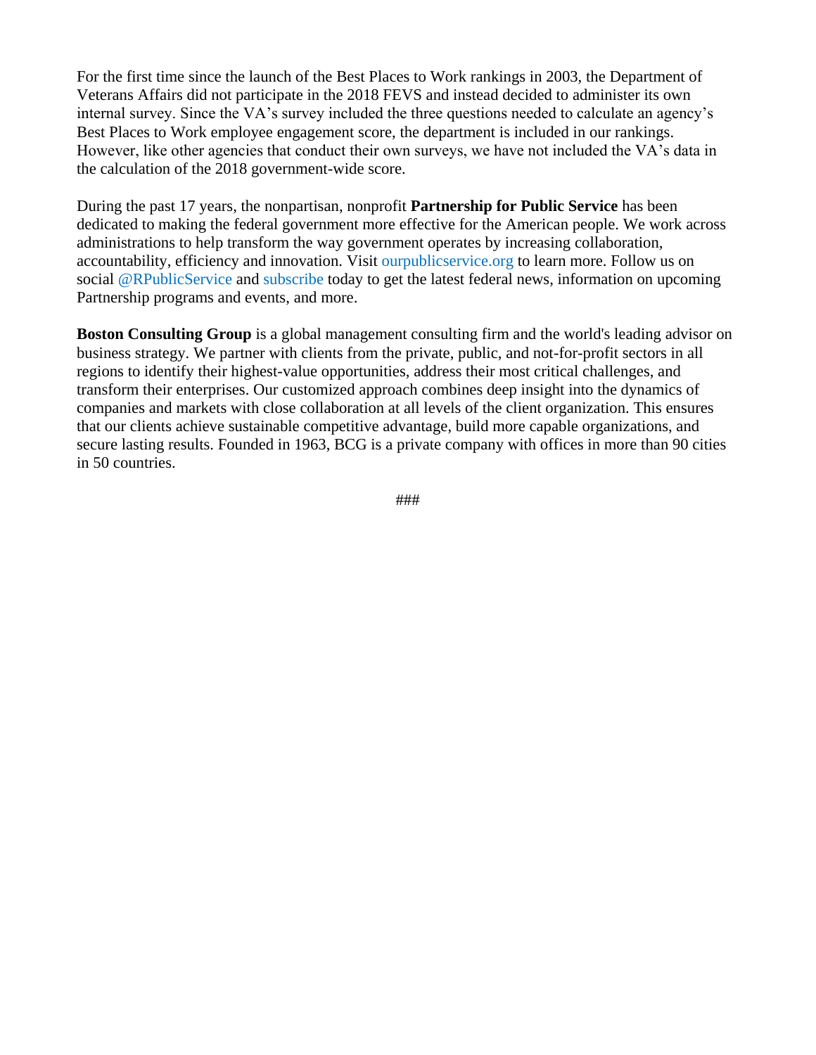For the first time since the launch of the Best Places to Work rankings in 2003, the Department of Veterans Affairs did not participate in the 2018 FEVS and instead decided to administer its own internal survey. Since the VA's survey included the three questions needed to calculate an agency's Best Places to Work employee engagement score, the department is included in our rankings. However, like other agencies that conduct their own surveys, we have not included the VA's data in the calculation of the 2018 government-wide score.

During the past 17 years, the nonpartisan, nonprofit **Partnership for Public Service** has been dedicated to making the federal government more effective for the American people. We work across administrations to help transform the way government operates by increasing collaboration, accountability, efficiency and innovation. Visit ourpublicservice.org to learn more. Follow us on social @RPublicService and subscribe today to get the latest federal news, information on upcoming Partnership programs and events, and more.

**Boston Consulting Group** is a global management consulting firm and the world's leading advisor on business strategy. We partner with clients from the private, public, and not-for-profit sectors in all regions to identify their highest-value opportunities, address their most critical challenges, and transform their enterprises. Our customized approach combines deep insight into the dynamics of companies and markets with close collaboration at all levels of the client organization. This ensures that our clients achieve sustainable competitive advantage, build more capable organizations, and secure lasting results. Founded in 1963, BCG is a private company with offices in more than 90 cities in 50 countries.

###